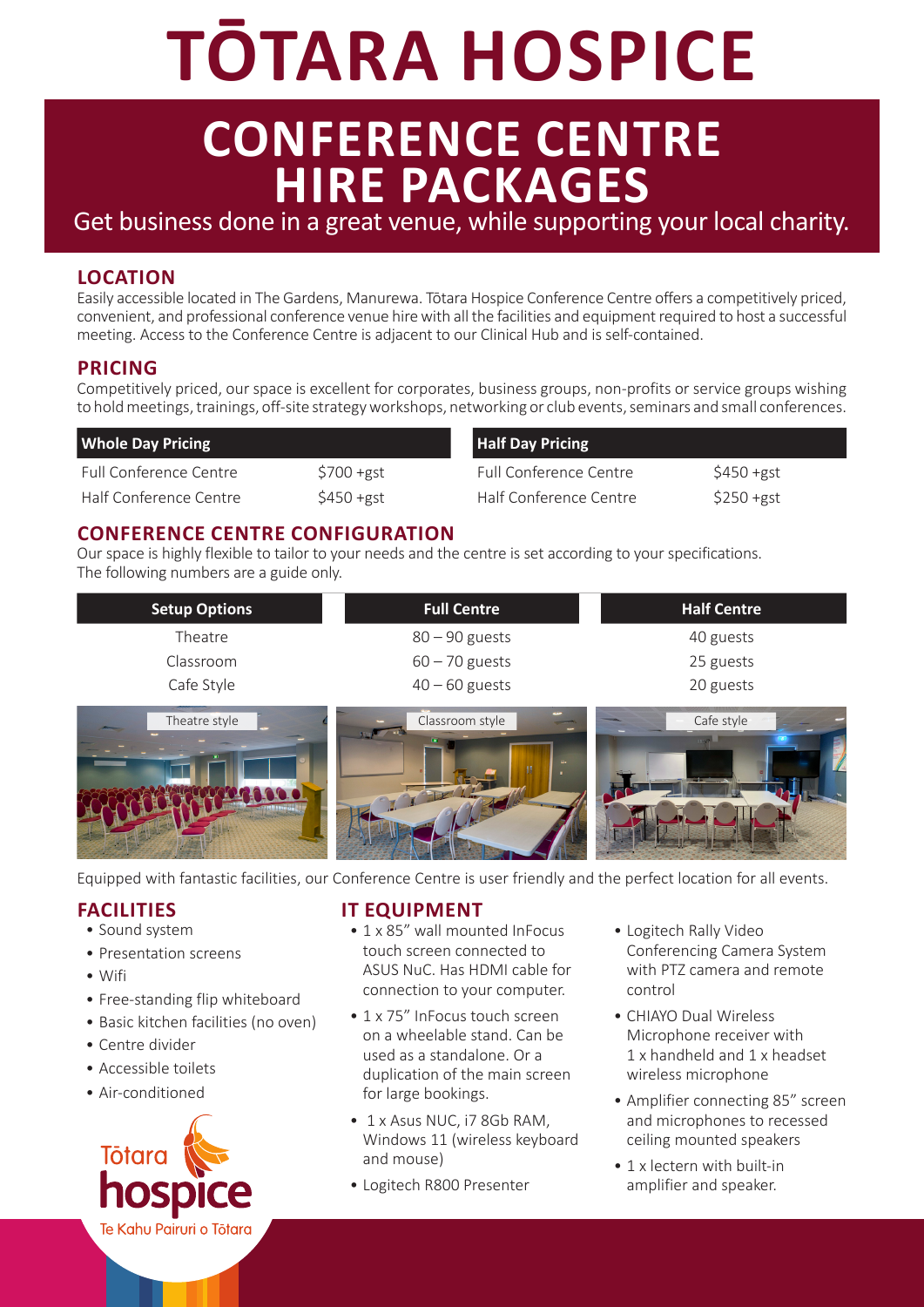# TŌTARA HOSPICE

## CONFERENCE CENTRE HIRE PACKAGES

Get business done in a great venue, while supporting your local charity.

### LOCATION

Easily accessible located in The Gardens, Manurewa. Tōtara Hospice Conference Centre offers a competitively priced, convenient, and professional conference venue hire with all the facilities and equipment required to host a successful meeting. Access to the Conference Centre is adjacent to our Clinical Hub and is self-contained.

### PRICING

Competitively priced, our space is excellent for corporates, business groups, non-profits or service groups wishing to hold meetings, trainings, off-site strategy workshops, networking or club events, seminars and small conferences.

| Whole Day Pricing | |
|---|---|
| Full Conference Centre | $700 +gst |
| Half Conference Centre | $450 +gst |

| Half Day Pricing | |
|---|---|
| Full Conference Centre | $450 +gst |
| Half Conference Centre | $250 +gst |

### CONFERENCE CENTRE CONFIGURATION

Our space is highly flexible to tailor to your needs and the centre is set according to your specifications. The following numbers are a guide only.

| Setup Options | Full Centre | Half Centre |
|---|---|---|
| Theatre | 80 – 90 guests | 40 guests |
| Classroom | 60 – 70 guests | 25 guests |
| Cafe Style | 40 – 60 guests | 20 guests |

Theatre style

Classroom style

Cafe style

Equipped with fantastic facilities, our Conference Centre is user friendly and the perfect location for all events.

### FACILITIES

- Sound system
- Presentation screens
- Wifi
- Free-standing flip whiteboard
- Basic kitchen facilities (no oven)
- Centre divider
- Accessible toilets
- Air-conditioned

### IT EQUIPMENT

- 1 x 85” wall mounted InFocus touch screen connected to ASUS NuC. Has HDMI cable for connection to your computer.
- 1 x 75” InFocus touch screen on a wheelable stand. Can be used as a standalone. Or a duplication of the main screen for large bookings.
- 1 x Asus NUC, i7 8Gb RAM, Windows 11 (wireless keyboard and mouse)
- Logitech R800 Presenter
- Logitech Rally Video Conferencing Camera System with PTZ camera and remote control
- CHIAYO Dual Wireless Microphone receiver with 1 x handheld and 1 x headset wireless microphone
- Amplifier connecting 85” screen and microphones to recessed ceiling mounted speakers
- 1 x lectern with built-in amplifier and speaker.

Tōtara hospice
Te Kahu Pairuri o Tōtara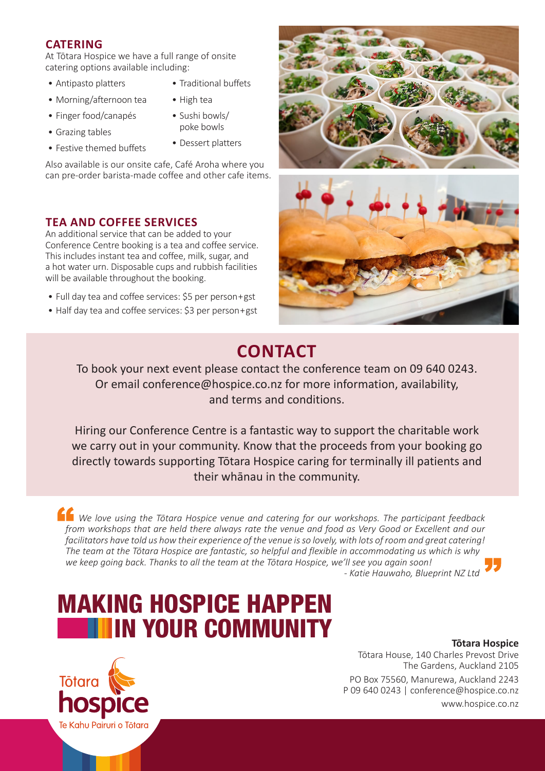## CATERING

At Tōtara Hospice we have a full range of onsite catering options available including:

- Antipasto platters
- Morning/afternoon tea
- Finger food/canapés
- Grazing tables
- Festive themed buffets
- Traditional buffets
- High tea
- Sushi bowls/ poke bowls
- Dessert platters

Also available is our onsite cafe, Café Aroha where you can pre-order barista-made coffee and other cafe items.

## TEA AND COFFEE SERVICES

An additional service that can be added to your Conference Centre booking is a tea and coffee service. This includes instant tea and coffee, milk, sugar, and a hot water urn. Disposable cups and rubbish facilities will be available throughout the booking.

- Full day tea and coffee services: $5 per person+gst
- Half day tea and coffee services: $3 per person+gst

## CONTACT

To book your next event please contact the conference team on 09 640 0243. Or email conference@hospice.co.nz for more information, availability, and terms and conditions.

Hiring our Conference Centre is a fantastic way to support the charitable work we carry out in your community. Know that the proceeds from your booking go directly towards supporting Tōtara Hospice caring for terminally ill patients and their whānau in the community.

> *We love using the Tōtara Hospice venue and catering for our workshops. The participant feedback from workshops that are held there always rate the venue and food as Very Good or Excellent and our facilitators have told us how their experience of the venue is so lovely, with lots of room and great catering! The team at the Tōtara Hospice are fantastic, so helpful and flexible in accommodating us which is why we keep going back. Thanks to all the team at the Tōtara Hospice, we'll see you again soon!*
>
> *- Katie Hauwaho, Blueprint NZ Ltd*

# MAKING HOSPICE HAPPEN IN YOUR COMMUNITY

Tōtara hospice
Te Kahu Pairuri o Tōtara

**Tōtara Hospice**
Tōtara House, 140 Charles Prevost Drive
The Gardens, Auckland 2105

PO Box 75560, Manurewa, Auckland 2243
P 09 640 0243 | conference@hospice.co.nz
www.hospice.co.nz